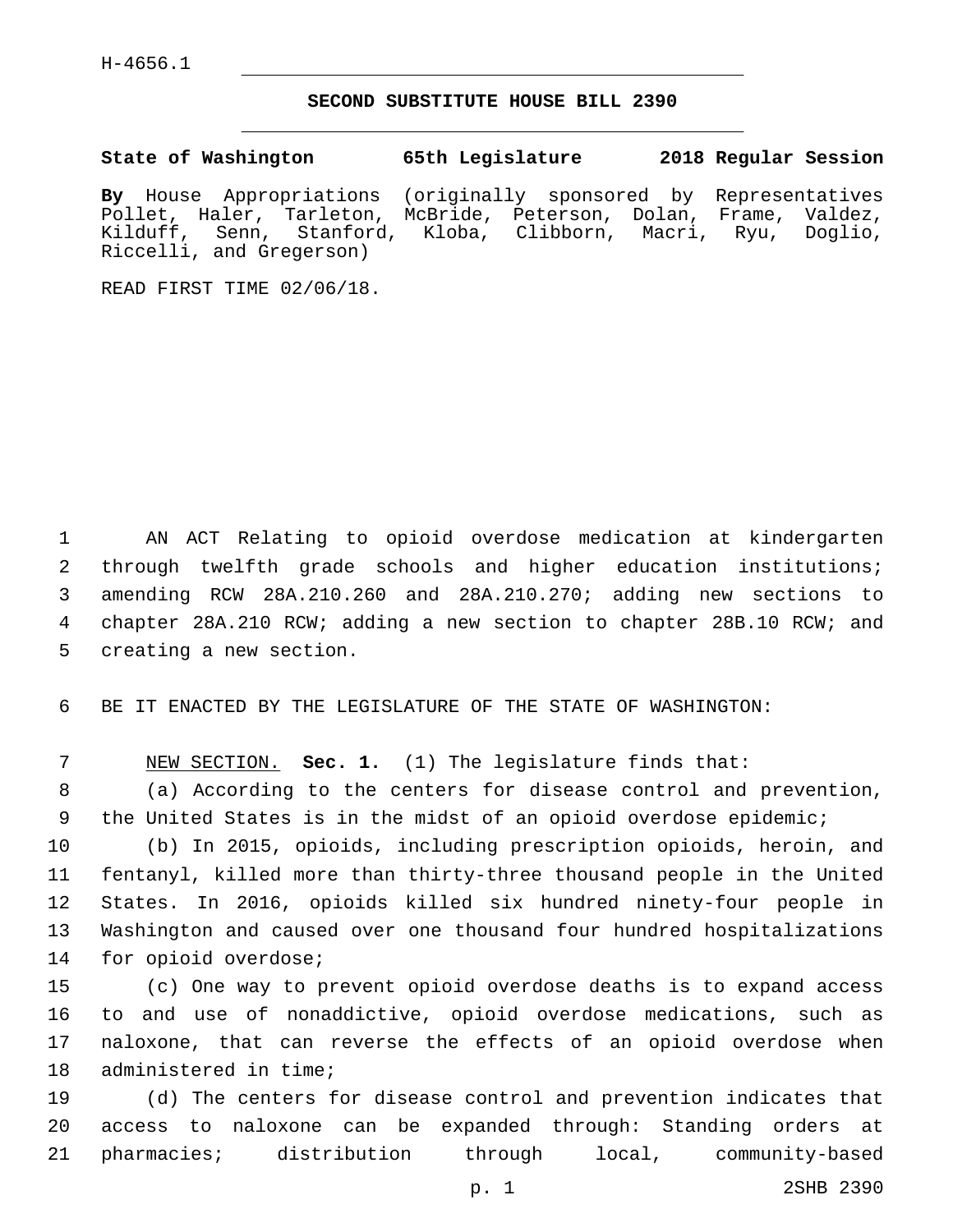H-4656.1

## SECOND SUBSTITUTE HOUSE BILL 2390

**State of Washington 65th Legislature 2018 Regular Session**

**By** House Appropriations (originally sponsored by Representatives Pollet, Haler, Tarleton, McBride, Peterson, Dolan, Frame, Valdez, Kilduff, Senn, Stanford, Kloba, Clibborn, Macri, Ryu, Doglio, Riccelli, and Gregerson)

READ FIRST TIME 02/06/18.

AN ACT Relating to opioid overdose medication at kindergarten through twelfth grade schools and higher education institutions; amending RCW 28A.210.260 and 28A.210.270; adding new sections to chapter 28A.210 RCW; adding a new section to chapter 28B.10 RCW; and creating a new section.

BE IT ENACTED BY THE LEGISLATURE OF THE STATE OF WASHINGTON:

NEW SECTION. **Sec. 1.** (1) The legislature finds that:

(a) According to the centers for disease control and prevention, the United States is in the midst of an opioid overdose epidemic;

(b) In 2015, opioids, including prescription opioids, heroin, and fentanyl, killed more than thirty-three thousand people in the United States. In 2016, opioids killed six hundred ninety-four people in Washington and caused over one thousand four hundred hospitalizations for opioid overdose;

(c) One way to prevent opioid overdose deaths is to expand access to and use of nonaddictive, opioid overdose medications, such as naloxone, that can reverse the effects of an opioid overdose when administered in time;

(d) The centers for disease control and prevention indicates that access to naloxone can be expanded through: Standing orders at pharmacies; distribution through local, community-based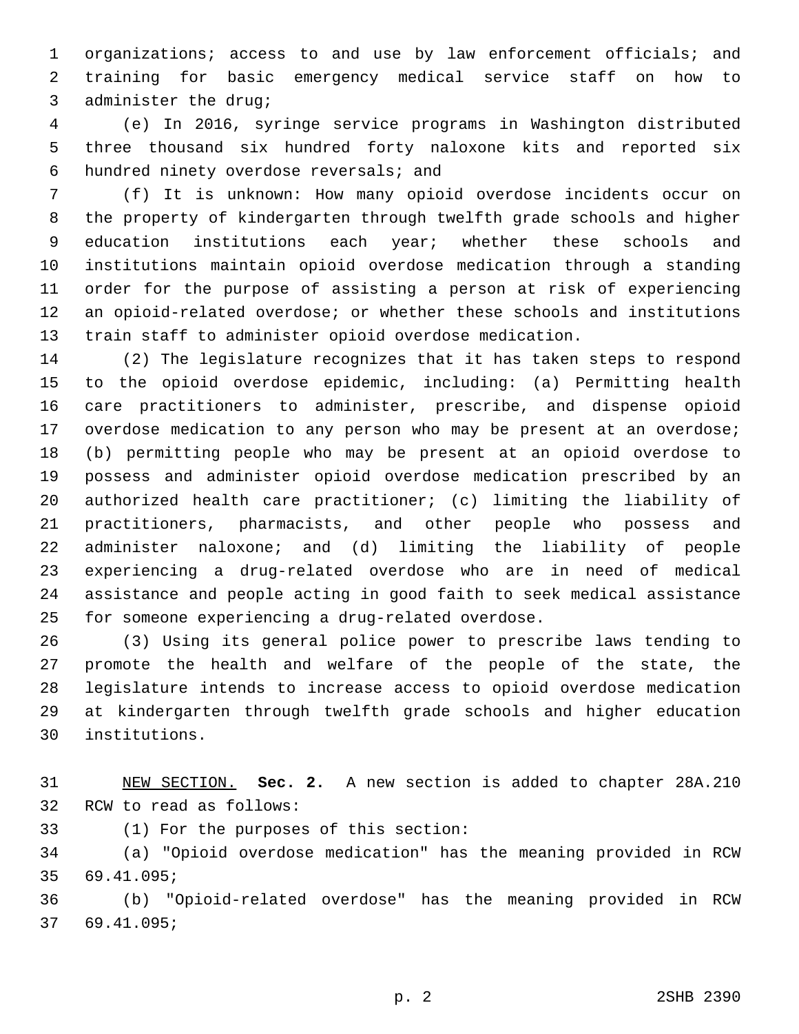organizations; access to and use by law enforcement officials; and training for basic emergency medical service staff on how to administer the drug;

(e) In 2016, syringe service programs in Washington distributed three thousand six hundred forty naloxone kits and reported six hundred ninety overdose reversals; and

(f) It is unknown: How many opioid overdose incidents occur on the property of kindergarten through twelfth grade schools and higher education institutions each year; whether these schools and institutions maintain opioid overdose medication through a standing order for the purpose of assisting a person at risk of experiencing an opioid-related overdose; or whether these schools and institutions train staff to administer opioid overdose medication.

(2) The legislature recognizes that it has taken steps to respond to the opioid overdose epidemic, including: (a) Permitting health care practitioners to administer, prescribe, and dispense opioid overdose medication to any person who may be present at an overdose; (b) permitting people who may be present at an opioid overdose to possess and administer opioid overdose medication prescribed by an authorized health care practitioner; (c) limiting the liability of practitioners, pharmacists, and other people who possess and administer naloxone; and (d) limiting the liability of people experiencing a drug-related overdose who are in need of medical assistance and people acting in good faith to seek medical assistance for someone experiencing a drug-related overdose.

(3) Using its general police power to prescribe laws tending to promote the health and welfare of the people of the state, the legislature intends to increase access to opioid overdose medication at kindergarten through twelfth grade schools and higher education institutions.

NEW SECTION. **Sec. 2.** A new section is added to chapter 28A.210 RCW to read as follows:

(1) For the purposes of this section:

(a) "Opioid overdose medication" has the meaning provided in RCW 69.41.095;

(b) "Opioid-related overdose" has the meaning provided in RCW 69.41.095;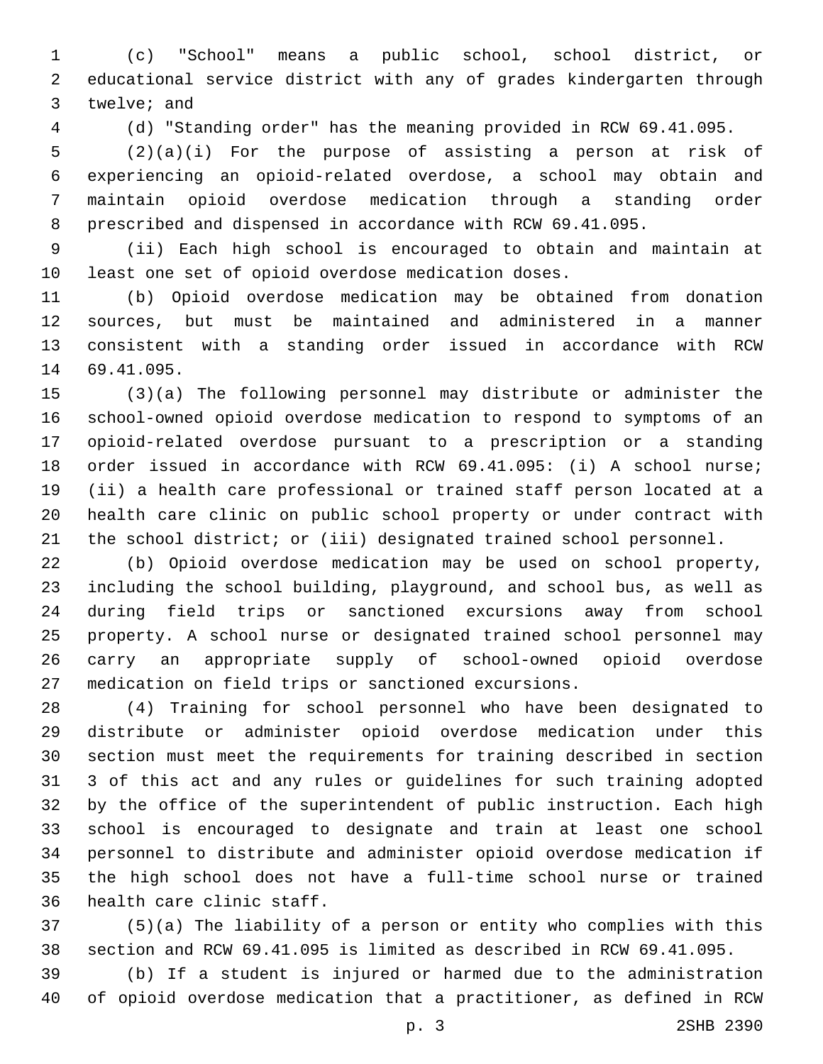(c) "School" means a public school, school district, or educational service district with any of grades kindergarten through twelve; and

(d) "Standing order" has the meaning provided in RCW 69.41.095.

(2)(a)(i) For the purpose of assisting a person at risk of experiencing an opioid-related overdose, a school may obtain and maintain opioid overdose medication through a standing order prescribed and dispensed in accordance with RCW 69.41.095.

(ii) Each high school is encouraged to obtain and maintain at least one set of opioid overdose medication doses.

(b) Opioid overdose medication may be obtained from donation sources, but must be maintained and administered in a manner consistent with a standing order issued in accordance with RCW 69.41.095.

(3)(a) The following personnel may distribute or administer the school-owned opioid overdose medication to respond to symptoms of an opioid-related overdose pursuant to a prescription or a standing order issued in accordance with RCW 69.41.095: (i) A school nurse; (ii) a health care professional or trained staff person located at a health care clinic on public school property or under contract with the school district; or (iii) designated trained school personnel.

(b) Opioid overdose medication may be used on school property, including the school building, playground, and school bus, as well as during field trips or sanctioned excursions away from school property. A school nurse or designated trained school personnel may carry an appropriate supply of school-owned opioid overdose medication on field trips or sanctioned excursions.

(4) Training for school personnel who have been designated to distribute or administer opioid overdose medication under this section must meet the requirements for training described in section 3 of this act and any rules or guidelines for such training adopted by the office of the superintendent of public instruction. Each high school is encouraged to designate and train at least one school personnel to distribute and administer opioid overdose medication if the high school does not have a full-time school nurse or trained health care clinic staff.

(5)(a) The liability of a person or entity who complies with this section and RCW 69.41.095 is limited as described in RCW 69.41.095.

(b) If a student is injured or harmed due to the administration of opioid overdose medication that a practitioner, as defined in RCW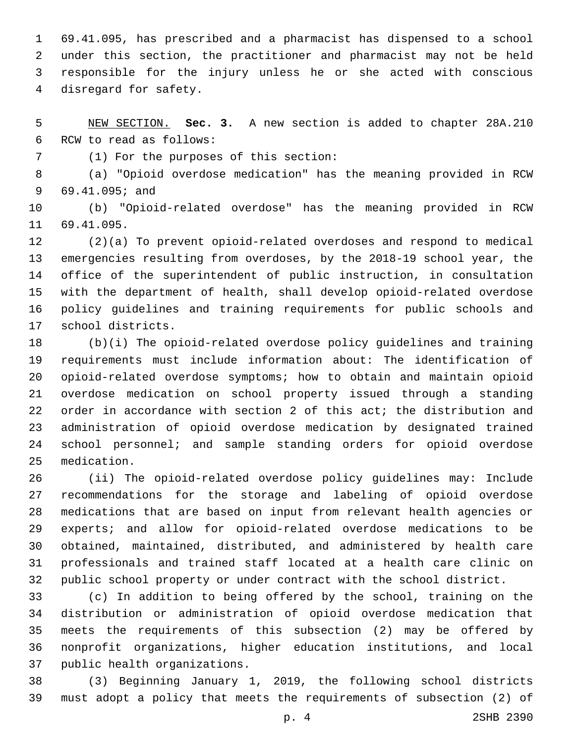69.41.095, has prescribed and a pharmacist has dispensed to a school under this section, the practitioner and pharmacist may not be held responsible for the injury unless he or she acted with conscious disregard for safety.

NEW SECTION. **Sec. 3.** A new section is added to chapter 28A.210 RCW to read as follows:

(1) For the purposes of this section:

(a) "Opioid overdose medication" has the meaning provided in RCW 69.41.095; and

(b) "Opioid-related overdose" has the meaning provided in RCW 69.41.095.

(2)(a) To prevent opioid-related overdoses and respond to medical emergencies resulting from overdoses, by the 2018-19 school year, the office of the superintendent of public instruction, in consultation with the department of health, shall develop opioid-related overdose policy guidelines and training requirements for public schools and school districts.

(b)(i) The opioid-related overdose policy guidelines and training requirements must include information about: The identification of opioid-related overdose symptoms; how to obtain and maintain opioid overdose medication on school property issued through a standing order in accordance with section 2 of this act; the distribution and administration of opioid overdose medication by designated trained school personnel; and sample standing orders for opioid overdose medication.

(ii) The opioid-related overdose policy guidelines may: Include recommendations for the storage and labeling of opioid overdose medications that are based on input from relevant health agencies or experts; and allow for opioid-related overdose medications to be obtained, maintained, distributed, and administered by health care professionals and trained staff located at a health care clinic on public school property or under contract with the school district.

(c) In addition to being offered by the school, training on the distribution or administration of opioid overdose medication that meets the requirements of this subsection (2) may be offered by nonprofit organizations, higher education institutions, and local public health organizations.

(3) Beginning January 1, 2019, the following school districts must adopt a policy that meets the requirements of subsection (2) of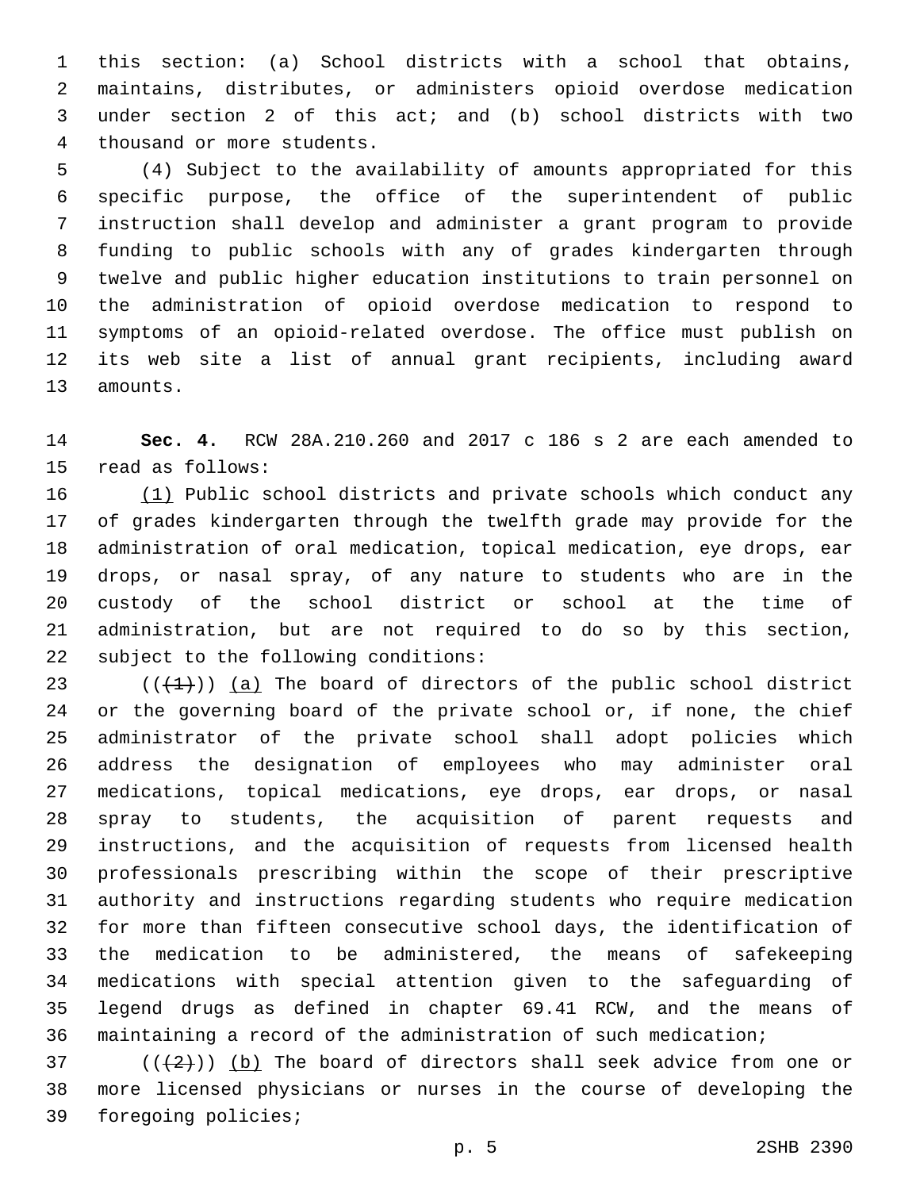this section: (a) School districts with a school that obtains, maintains, distributes, or administers opioid overdose medication under section 2 of this act; and (b) school districts with two thousand or more students.

(4) Subject to the availability of amounts appropriated for this specific purpose, the office of the superintendent of public instruction shall develop and administer a grant program to provide funding to public schools with any of grades kindergarten through twelve and public higher education institutions to train personnel on the administration of opioid overdose medication to respond to symptoms of an opioid-related overdose. The office must publish on its web site a list of annual grant recipients, including award amounts.

**Sec. 4.** RCW 28A.210.260 and 2017 c 186 s 2 are each amended to read as follows:

(1) Public school districts and private schools which conduct any of grades kindergarten through the twelfth grade may provide for the administration of oral medication, topical medication, eye drops, ear drops, or nasal spray, of any nature to students who are in the custody of the school district or school at the time of administration, but are not required to do so by this section, subject to the following conditions:

~~((1))~~ (a) The board of directors of the public school district or the governing board of the private school or, if none, the chief administrator of the private school shall adopt policies which address the designation of employees who may administer oral medications, topical medications, eye drops, ear drops, or nasal spray to students, the acquisition of parent requests and instructions, and the acquisition of requests from licensed health professionals prescribing within the scope of their prescriptive authority and instructions regarding students who require medication for more than fifteen consecutive school days, the identification of the medication to be administered, the means of safekeeping medications with special attention given to the safeguarding of legend drugs as defined in chapter 69.41 RCW, and the means of maintaining a record of the administration of such medication;

~~((2))~~ (b) The board of directors shall seek advice from one or more licensed physicians or nurses in the course of developing the foregoing policies;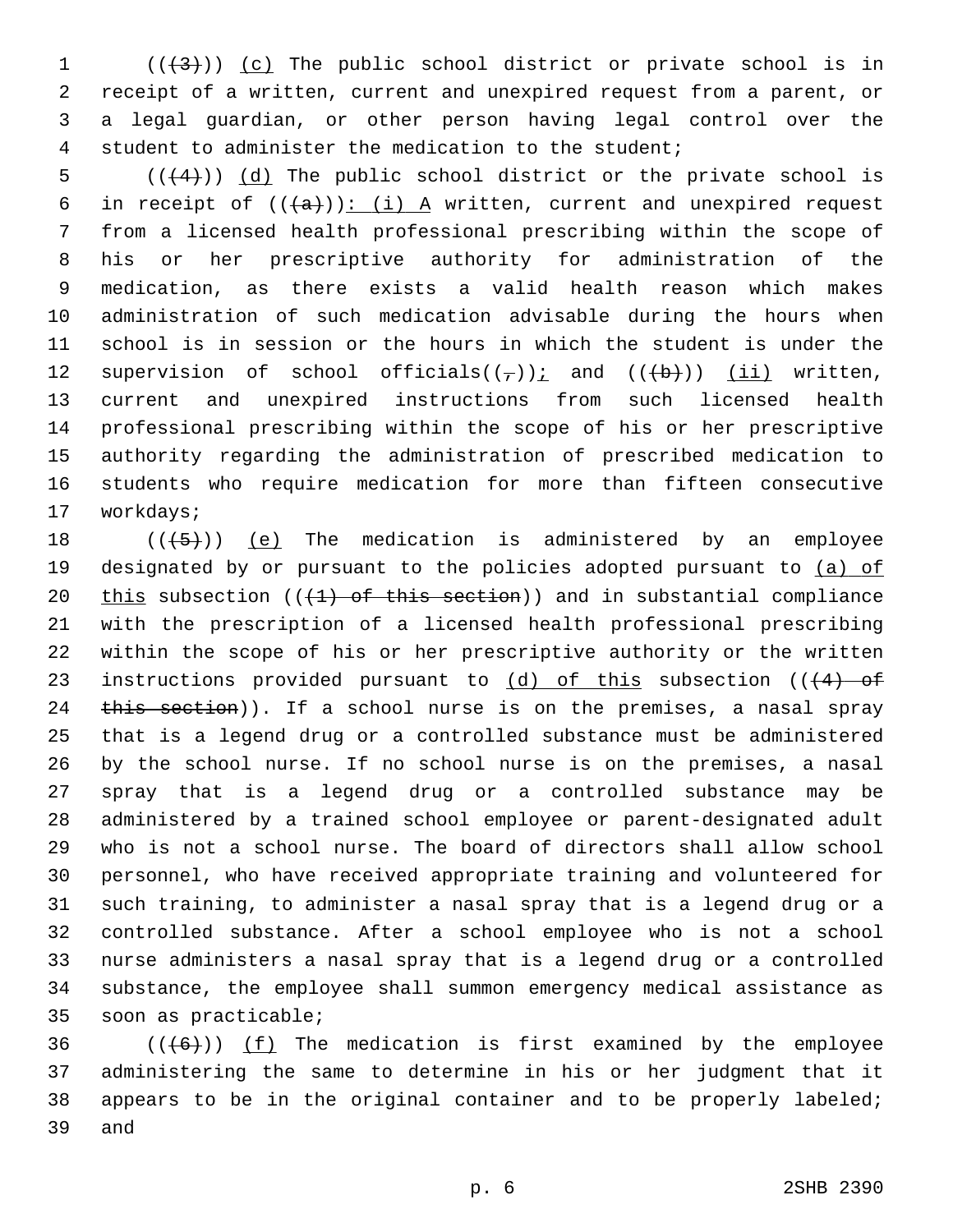((~~(3)~~)) (c) The public school district or private school is in receipt of a written, current and unexpired request from a parent, or a legal guardian, or other person having legal control over the student to administer the medication to the student;

((~~(4)~~)) (d) The public school district or the private school is in receipt of ((~~(a)~~)): (i) A written, current and unexpired request from a licensed health professional prescribing within the scope of his or her prescriptive authority for administration of the medication, as there exists a valid health reason which makes administration of such medication advisable during the hours when school is in session or the hours in which the student is under the supervision of school officials((~~,~~)); and ((~~(b)~~)) (ii) written, current and unexpired instructions from such licensed health professional prescribing within the scope of his or her prescriptive authority regarding the administration of prescribed medication to students who require medication for more than fifteen consecutive workdays;

((~~(5)~~)) (e) The medication is administered by an employee designated by or pursuant to the policies adopted pursuant to (a) of this subsection ((~~(1) of this section~~)) and in substantial compliance with the prescription of a licensed health professional prescribing within the scope of his or her prescriptive authority or the written instructions provided pursuant to (d) of this subsection ((~~(4) of this section~~)). If a school nurse is on the premises, a nasal spray that is a legend drug or a controlled substance must be administered by the school nurse. If no school nurse is on the premises, a nasal spray that is a legend drug or a controlled substance may be administered by a trained school employee or parent-designated adult who is not a school nurse. The board of directors shall allow school personnel, who have received appropriate training and volunteered for such training, to administer a nasal spray that is a legend drug or a controlled substance. After a school employee who is not a school nurse administers a nasal spray that is a legend drug or a controlled substance, the employee shall summon emergency medical assistance as soon as practicable;

((~~(6)~~)) (f) The medication is first examined by the employee administering the same to determine in his or her judgment that it appears to be in the original container and to be properly labeled; and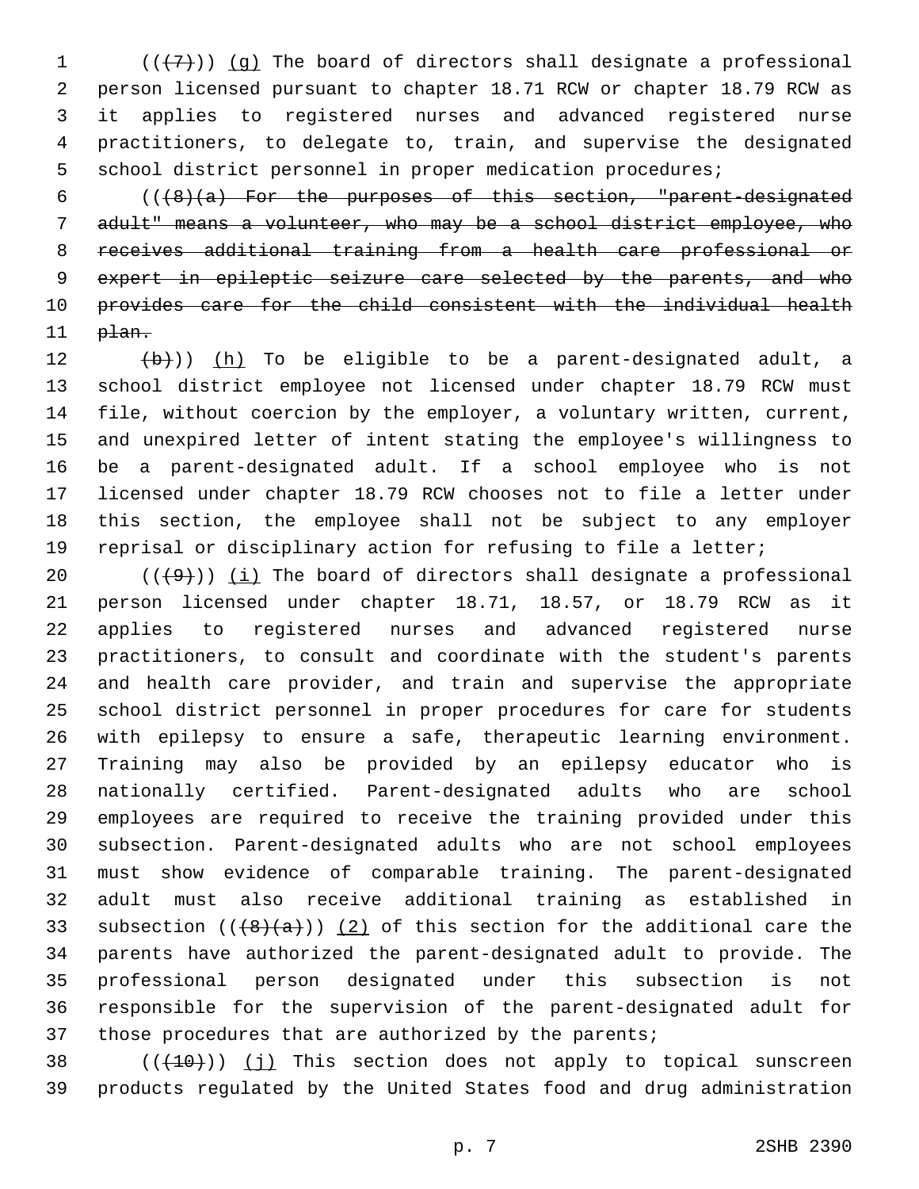((~~(7)~~)) (g) The board of directors shall designate a professional person licensed pursuant to chapter 18.71 RCW or chapter 18.79 RCW as it applies to registered nurses and advanced registered nurse practitioners, to delegate to, train, and supervise the designated school district personnel in proper medication procedures;

((~~(8)(a) For the purposes of this section, "parent-designated adult" means a volunteer, who may be a school district employee, who receives additional training from a health care professional or expert in epileptic seizure care selected by the parents, and who provides care for the child consistent with the individual health plan.~~

~~(b)~~)) (h) To be eligible to be a parent-designated adult, a school district employee not licensed under chapter 18.79 RCW must file, without coercion by the employer, a voluntary written, current, and unexpired letter of intent stating the employee's willingness to be a parent-designated adult. If a school employee who is not licensed under chapter 18.79 RCW chooses not to file a letter under this section, the employee shall not be subject to any employer reprisal or disciplinary action for refusing to file a letter;

((~~(9)~~)) (i) The board of directors shall designate a professional person licensed under chapter 18.71, 18.57, or 18.79 RCW as it applies to registered nurses and advanced registered nurse practitioners, to consult and coordinate with the student's parents and health care provider, and train and supervise the appropriate school district personnel in proper procedures for care for students with epilepsy to ensure a safe, therapeutic learning environment. Training may also be provided by an epilepsy educator who is nationally certified. Parent-designated adults who are school employees are required to receive the training provided under this subsection. Parent-designated adults who are not school employees must show evidence of comparable training. The parent-designated adult must also receive additional training as established in subsection ((~~(8)(a)~~)) (2) of this section for the additional care the parents have authorized the parent-designated adult to provide. The professional person designated under this subsection is not responsible for the supervision of the parent-designated adult for those procedures that are authorized by the parents;

((~~(10)~~)) (j) This section does not apply to topical sunscreen products regulated by the United States food and drug administration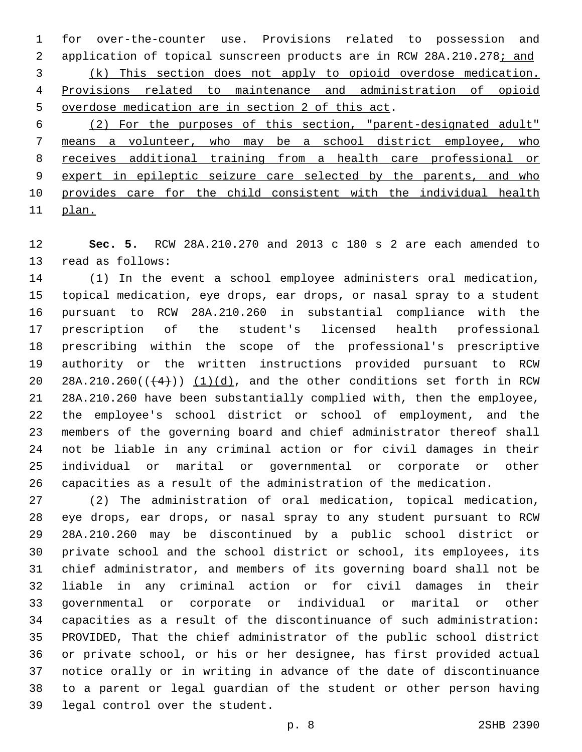for over-the-counter use. Provisions related to possession and application of topical sunscreen products are in RCW 28A.210.278; and

(k) This section does not apply to opioid overdose medication. Provisions related to maintenance and administration of opioid overdose medication are in section 2 of this act.

(2) For the purposes of this section, "parent-designated adult" means a volunteer, who may be a school district employee, who receives additional training from a health care professional or expert in epileptic seizure care selected by the parents, and who provides care for the child consistent with the individual health plan.

**Sec. 5.** RCW 28A.210.270 and 2013 c 180 s 2 are each amended to read as follows:

(1) In the event a school employee administers oral medication, topical medication, eye drops, ear drops, or nasal spray to a student pursuant to RCW 28A.210.260 in substantial compliance with the prescription of the student's licensed health professional prescribing within the scope of the professional's prescriptive authority or the written instructions provided pursuant to RCW 28A.210.260(((4))) (1)(d), and the other conditions set forth in RCW 28A.210.260 have been substantially complied with, then the employee, the employee's school district or school of employment, and the members of the governing board and chief administrator thereof shall not be liable in any criminal action or for civil damages in their individual or marital or governmental or corporate or other capacities as a result of the administration of the medication.

(2) The administration of oral medication, topical medication, eye drops, ear drops, or nasal spray to any student pursuant to RCW 28A.210.260 may be discontinued by a public school district or private school and the school district or school, its employees, its chief administrator, and members of its governing board shall not be liable in any criminal action or for civil damages in their governmental or corporate or individual or marital or other capacities as a result of the discontinuance of such administration: PROVIDED, That the chief administrator of the public school district or private school, or his or her designee, has first provided actual notice orally or in writing in advance of the date of discontinuance to a parent or legal guardian of the student or other person having legal control over the student.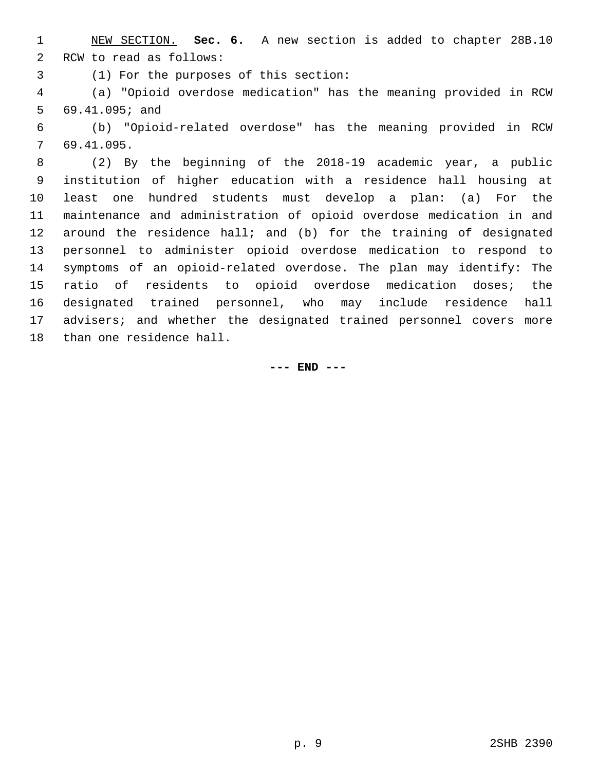NEW SECTION. **Sec. 6.** A new section is added to chapter 28B.10 RCW to read as follows:

(1) For the purposes of this section:

(a) "Opioid overdose medication" has the meaning provided in RCW 69.41.095; and

(b) "Opioid-related overdose" has the meaning provided in RCW 69.41.095.

(2) By the beginning of the 2018-19 academic year, a public institution of higher education with a residence hall housing at least one hundred students must develop a plan: (a) For the maintenance and administration of opioid overdose medication in and around the residence hall; and (b) for the training of designated personnel to administer opioid overdose medication to respond to symptoms of an opioid-related overdose. The plan may identify: The ratio of residents to opioid overdose medication doses; the designated trained personnel, who may include residence hall advisers; and whether the designated trained personnel covers more than one residence hall.

**--- END ---**